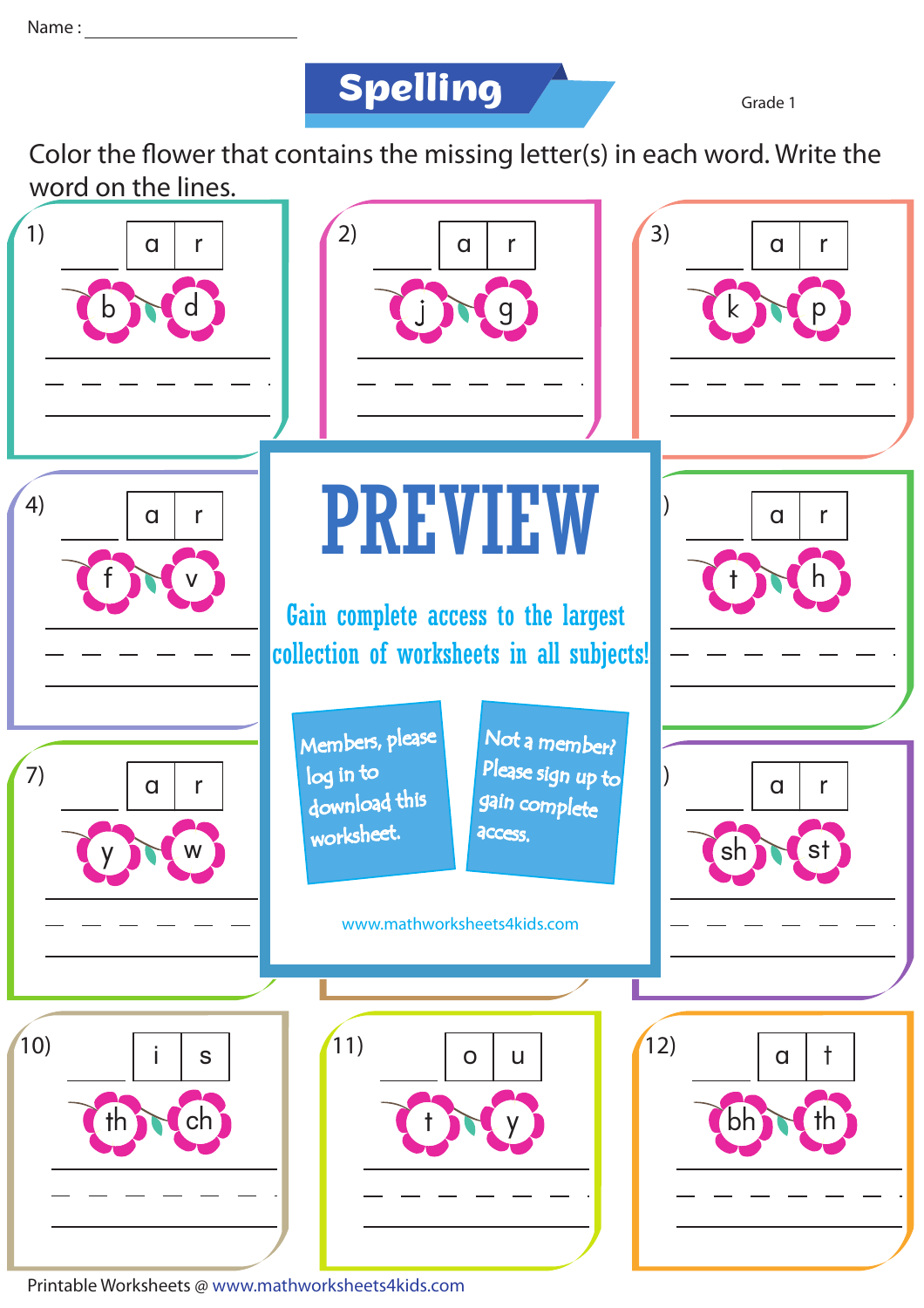Name : ______________________

# Spelling

Grade 1

Color the flower that contains the missing letter(s) in each word. Write the word on the lines.

1) ___ a r
b d

2) ___ a r
j g

3) ___ a r
k p

4) ___ a r
f v

5) ___ a r
t h

6) ___ a r
sh st

7) ___ a r
y w

8)

9) ___ a r
sh st

10) ___ i s
th ch

11) ___ o u
t y

12) ___ a t
bh th

**PREVIEW**

Gain complete access to the largest collection of worksheets in all subjects!

Members, please log in to download this worksheet.

Not a member? Please sign up to gain complete access.

www.mathworksheets4kids.com

Printable Worksheets @ www.mathworksheets4kids.com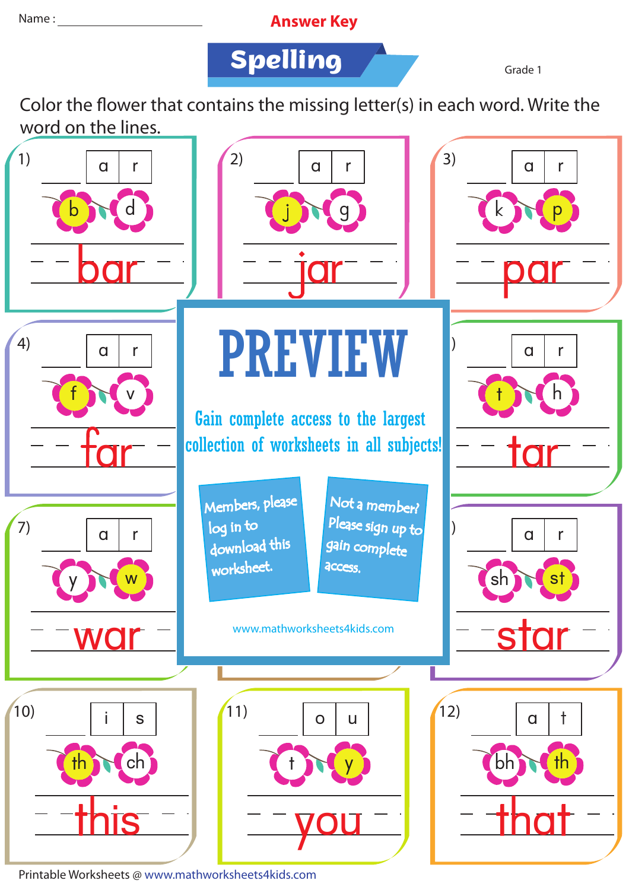Name : ____________________

**Answer Key**

# Spelling

Grade 1

Color the flower that contains the missing letter(s) in each word. Write the word on the lines.

1) ___ a r
b d
bar

2) ___ a r
j g
jar

3) ___ a r
k p
par

4) ___ a r
f v
far

) ___ a r
t h
tar

7) ___ a r
y w
war

) ___ a r
sh st
star

10) ___ i s
th ch
this

11) ___ o u
t y
you

12) ___ a t
bh th
that

**PREVIEW**

Gain complete access to the largest collection of worksheets in all subjects!

Members, please log in to download this worksheet.

Not a member? Please sign up to gain complete access.

www.mathworksheets4kids.com

Printable Worksheets @ www.mathworksheets4kids.com